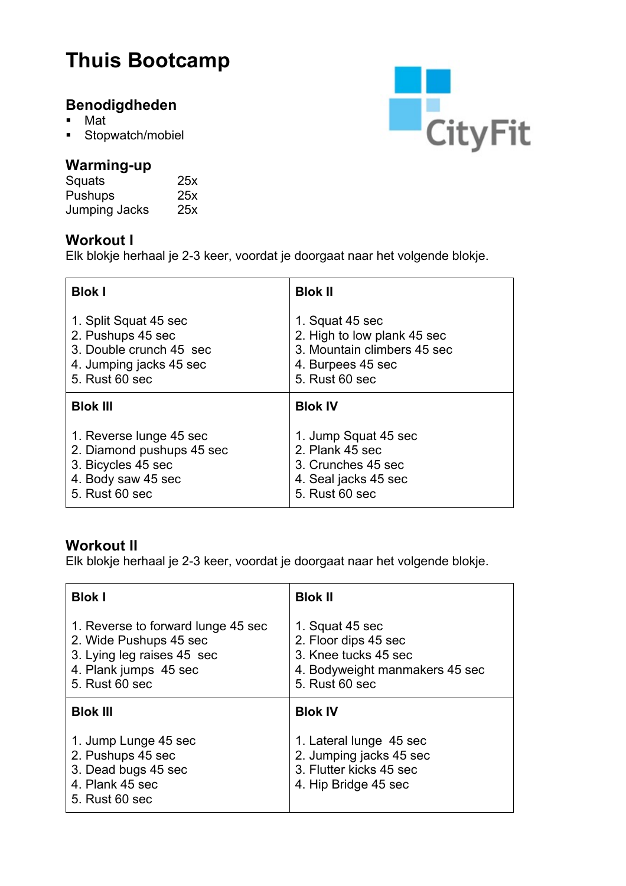# Thuis Bootcamp

CityFit

## Benodigdheden

- Mat
- Stopwatch/mobiel

## Warming-up

| | |
|---|---|
| Squats | 25x |
| Pushups | 25x |
| Jumping Jacks | 25x |

## Workout I

Elk blokje herhaal je 2-3 keer, voordat je doorgaat naar het volgende blokje.

| **Blok I** | **Blok II** |
|---|---|
| 1. Split Squat 45 sec<br>2. Pushups 45 sec<br>3. Double crunch 45 sec<br>4. Jumping jacks 45 sec<br>5. Rust 60 sec | 1. Squat 45 sec<br>2. High to low plank 45 sec<br>3. Mountain climbers 45 sec<br>4. Burpees 45 sec<br>5. Rust 60 sec |
| **Blok III** | **Blok IV** |
| 1. Reverse lunge 45 sec<br>2. Diamond pushups 45 sec<br>3. Bicycles 45 sec<br>4. Body saw 45 sec<br>5. Rust 60 sec | 1. Jump Squat 45 sec<br>2. Plank 45 sec<br>3. Crunches 45 sec<br>4. Seal jacks 45 sec<br>5. Rust 60 sec |

## Workout II

Elk blokje herhaal je 2-3 keer, voordat je doorgaat naar het volgende blokje.

| **Blok I** | **Blok II** |
|---|---|
| 1. Reverse to forward lunge 45 sec<br>2. Wide Pushups 45 sec<br>3. Lying leg raises 45 sec<br>4. Plank jumps 45 sec<br>5. Rust 60 sec | 1. Squat 45 sec<br>2. Floor dips 45 sec<br>3. Knee tucks 45 sec<br>4. Bodyweight manmakers 45 sec<br>5. Rust 60 sec |
| **Blok III** | **Blok IV** |
| 1. Jump Lunge 45 sec<br>2. Pushups 45 sec<br>3. Dead bugs 45 sec<br>4. Plank 45 sec<br>5. Rust 60 sec | 1. Lateral lunge 45 sec<br>2. Jumping jacks 45 sec<br>3. Flutter kicks 45 sec<br>4. Hip Bridge 45 sec |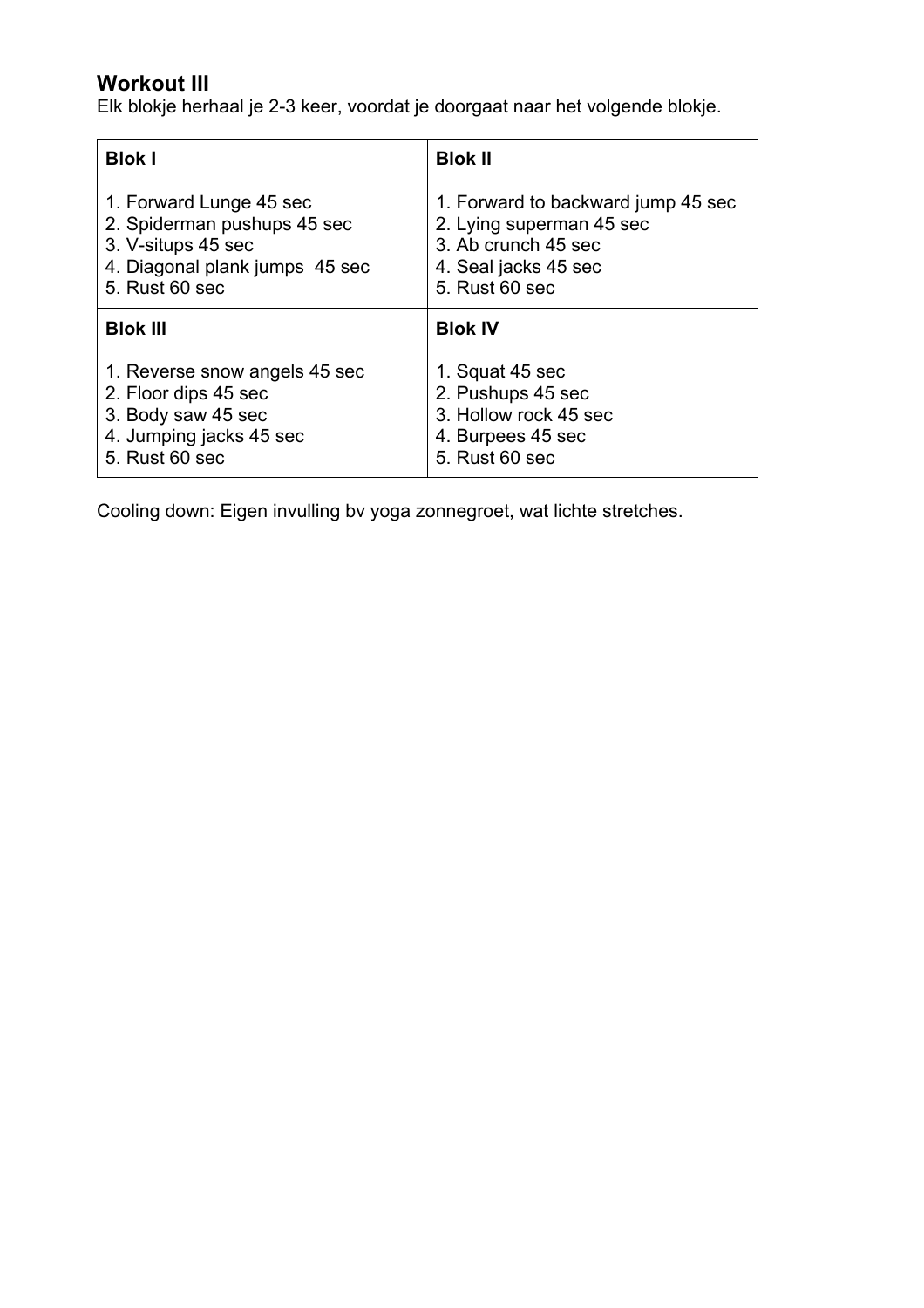## Workout III

Elk blokje herhaal je 2-3 keer, voordat je doorgaat naar het volgende blokje.

| | |
|---|---|
| **Blok I**<br><br>1. Forward Lunge 45 sec<br>2. Spiderman pushups 45 sec<br>3. V-situps 45 sec<br>4. Diagonal plank jumps 45 sec<br>5. Rust 60 sec | **Blok II**<br><br>1. Forward to backward jump 45 sec<br>2. Lying superman 45 sec<br>3. Ab crunch 45 sec<br>4. Seal jacks 45 sec<br>5. Rust 60 sec |
| **Blok III**<br><br>1. Reverse snow angels 45 sec<br>2. Floor dips 45 sec<br>3. Body saw 45 sec<br>4. Jumping jacks 45 sec<br>5. Rust 60 sec | **Blok IV**<br><br>1. Squat 45 sec<br>2. Pushups 45 sec<br>3. Hollow rock 45 sec<br>4. Burpees 45 sec<br>5. Rust 60 sec |

Cooling down: Eigen invulling bv yoga zonnegroet, wat lichte stretches.